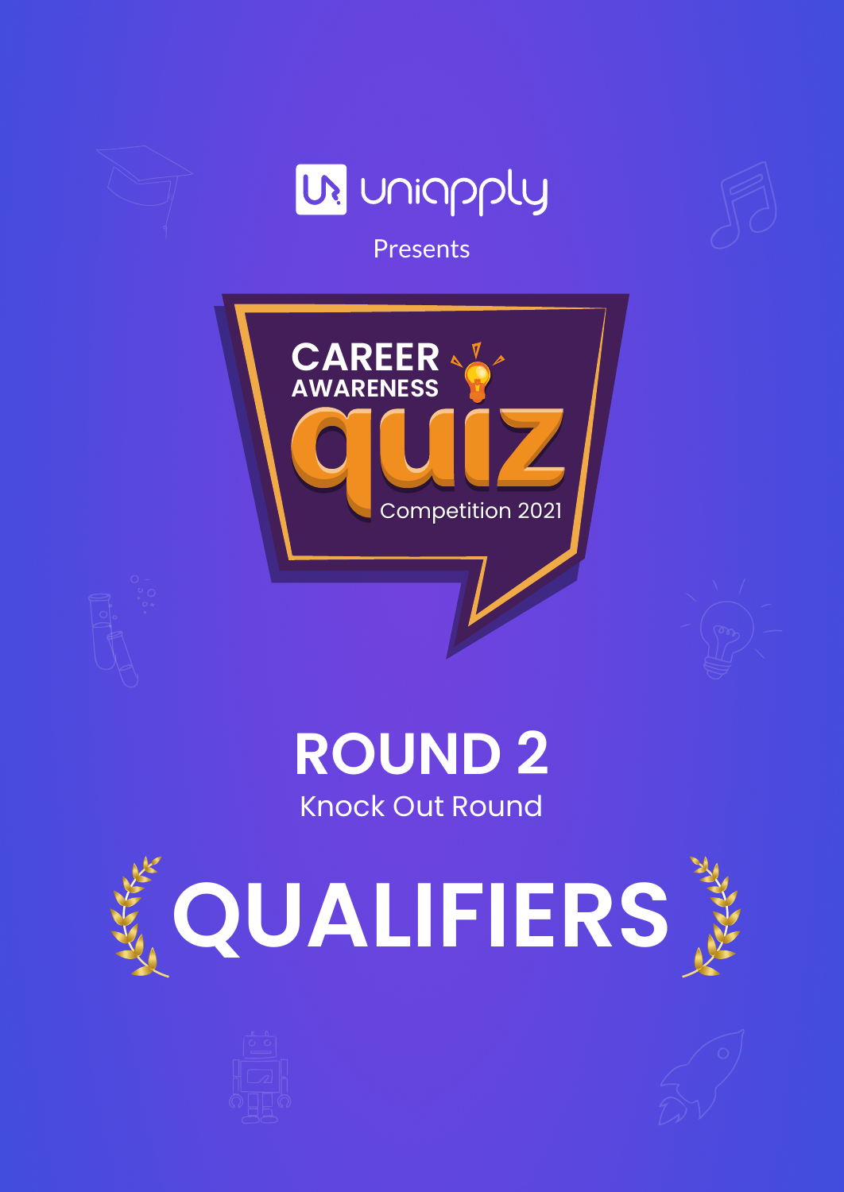uniapply

Presents

# CAREER AWARENESS quiz

Competition 2021

## ROUND 2

Knock Out Round

# QUALIFIERS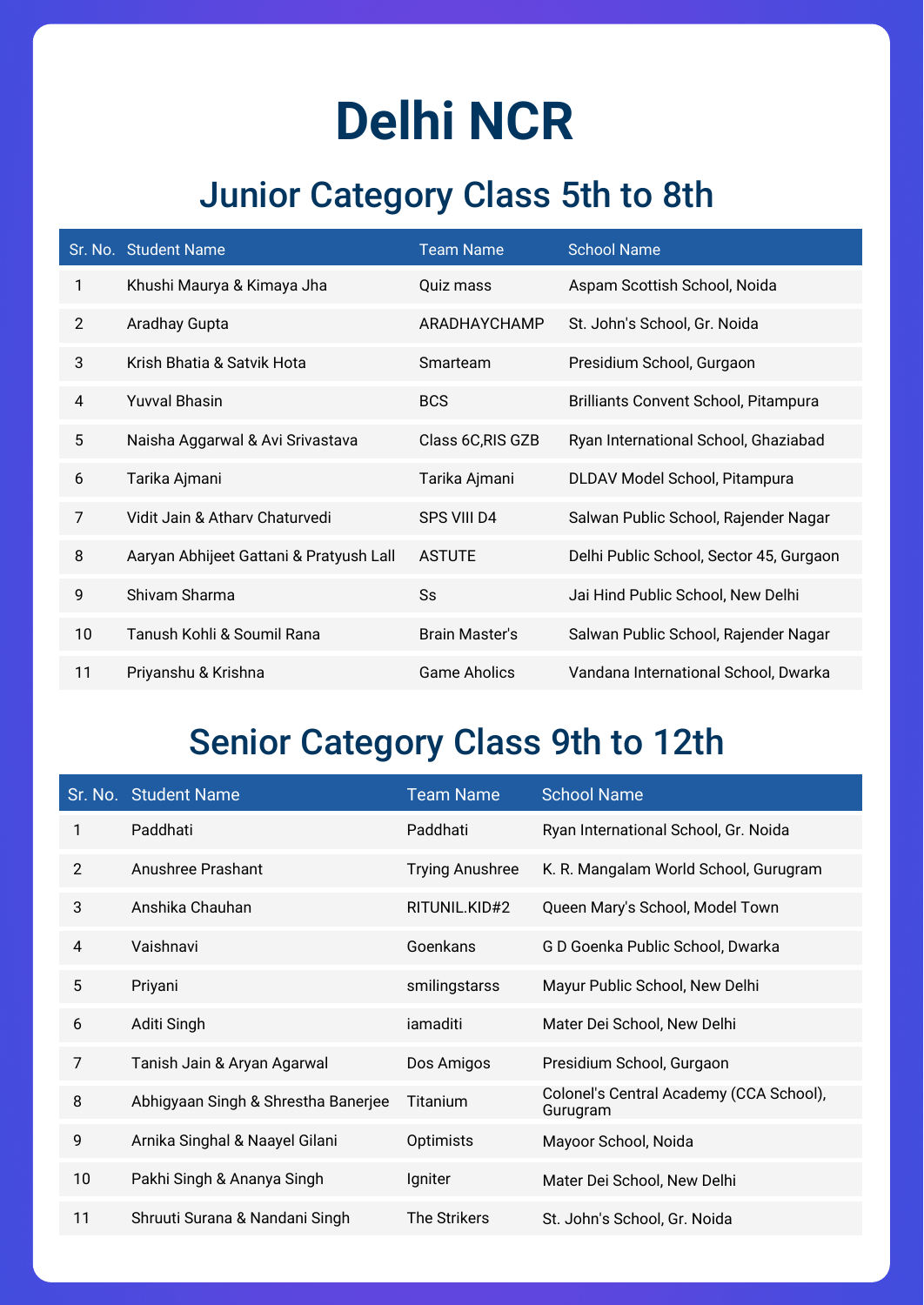# Delhi NCR

## Junior Category Class 5th to 8th

| Sr. No. | Student Name | Team Name | School Name |
|---|---|---|---|
| 1 | Khushi Maurya & Kimaya Jha | Quiz mass | Aspam Scottish School, Noida |
| 2 | Aradhay Gupta | ARADHAYCHAMP | St. John's School, Gr. Noida |
| 3 | Krish Bhatia & Satvik Hota | Smarteam | Presidium School, Gurgaon |
| 4 | Yuvval Bhasin | BCS | Brilliants Convent School, Pitampura |
| 5 | Naisha Aggarwal & Avi Srivastava | Class 6C,RIS GZB | Ryan International School, Ghaziabad |
| 6 | Tarika Ajmani | Tarika Ajmani | DLDAV Model School, Pitampura |
| 7 | Vidit Jain & Atharv Chaturvedi | SPS VIII D4 | Salwan Public School, Rajender Nagar |
| 8 | Aaryan Abhijeet Gattani & Pratyush Lall | ASTUTE | Delhi Public School, Sector 45, Gurgaon |
| 9 | Shivam Sharma | Ss | Jai Hind Public School, New Delhi |
| 10 | Tanush Kohli & Soumil Rana | Brain Master's | Salwan Public School, Rajender Nagar |
| 11 | Priyanshu & Krishna | Game Aholics | Vandana International School, Dwarka |

## Senior Category Class 9th to 12th

| Sr. No. | Student Name | Team Name | School Name |
|---|---|---|---|
| 1 | Paddhati | Paddhati | Ryan International School, Gr. Noida |
| 2 | Anushree Prashant | Trying Anushree | K. R. Mangalam World School, Gurugram |
| 3 | Anshika Chauhan | RITUNIL.KID#2 | Queen Mary's School, Model Town |
| 4 | Vaishnavi | Goenkans | G D Goenka Public School, Dwarka |
| 5 | Priyani | smilingstarss | Mayur Public School, New Delhi |
| 6 | Aditi Singh | iamaditi | Mater Dei School, New Delhi |
| 7 | Tanish Jain & Aryan Agarwal | Dos Amigos | Presidium School, Gurgaon |
| 8 | Abhigyaan Singh & Shrestha Banerjee | Titanium | Colonel's Central Academy (CCA School), Gurugram |
| 9 | Arnika Singhal & Naayel Gilani | Optimists | Mayoor School, Noida |
| 10 | Pakhi Singh & Ananya Singh | Igniter | Mater Dei School, New Delhi |
| 11 | Shruuti Surana & Nandani Singh | The Strikers | St. John's School, Gr. Noida |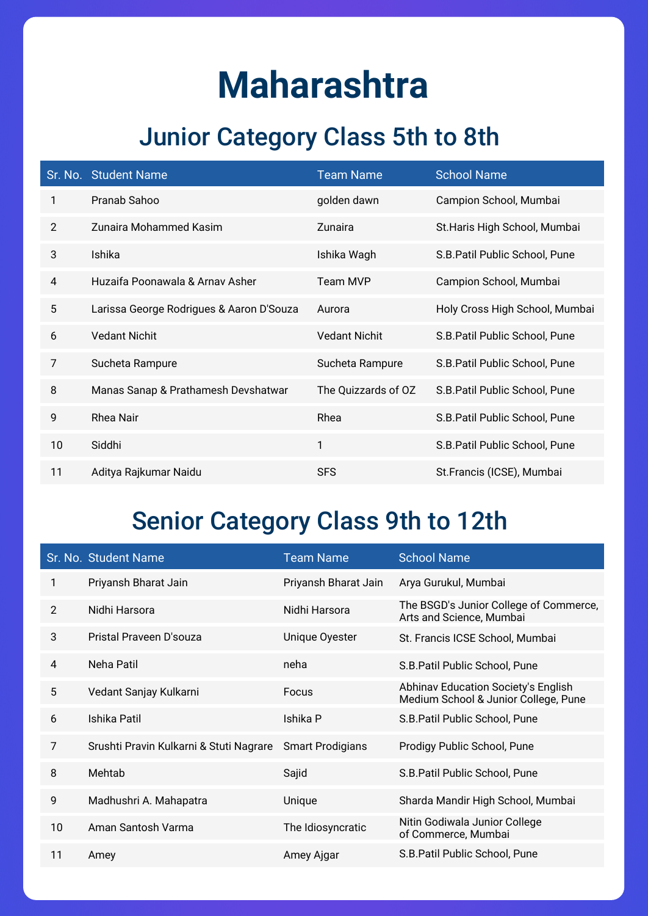# Maharashtra

## Junior Category Class 5th to 8th

| Sr. No. | Student Name | Team Name | School Name |
|---|---|---|---|
| 1 | Pranab Sahoo | golden dawn | Campion School, Mumbai |
| 2 | Zunaira Mohammed Kasim | Zunaira | St.Haris High School, Mumbai |
| 3 | Ishika | Ishika Wagh | S.B.Patil Public School, Pune |
| 4 | Huzaifa Poonawala & Arnav Asher | Team MVP | Campion School, Mumbai |
| 5 | Larissa George Rodrigues & Aaron D'Souza | Aurora | Holy Cross High School, Mumbai |
| 6 | Vedant Nichit | Vedant Nichit | S.B.Patil Public School, Pune |
| 7 | Sucheta Rampure | Sucheta Rampure | S.B.Patil Public School, Pune |
| 8 | Manas Sanap & Prathamesh Devshatwar | The Quizzards of OZ | S.B.Patil Public School, Pune |
| 9 | Rhea Nair | Rhea | S.B.Patil Public School, Pune |
| 10 | Siddhi | 1 | S.B.Patil Public School, Pune |
| 11 | Aditya Rajkumar Naidu | SFS | St.Francis (ICSE), Mumbai |

## Senior Category Class 9th to 12th

| Sr. No. | Student Name | Team Name | School Name |
|---|---|---|---|
| 1 | Priyansh Bharat Jain | Priyansh Bharat Jain | Arya Gurukul, Mumbai |
| 2 | Nidhi Harsora | Nidhi Harsora | The BSGD's Junior College of Commerce, Arts and Science, Mumbai |
| 3 | Pristal Praveen D'souza | Unique Oyester | St. Francis ICSE School, Mumbai |
| 4 | Neha Patil | neha | S.B.Patil Public School, Pune |
| 5 | Vedant Sanjay Kulkarni | Focus | Abhinav Education Society's English Medium School & Junior College, Pune |
| 6 | Ishika Patil | Ishika P | S.B.Patil Public School, Pune |
| 7 | Srushti Pravin Kulkarni & Stuti Nagrare | Smart Prodigians | Prodigy Public School, Pune |
| 8 | Mehtab | Sajid | S.B.Patil Public School, Pune |
| 9 | Madhushri A. Mahapatra | Unique | Sharda Mandir High School, Mumbai |
| 10 | Aman Santosh Varma | The Idiosyncratic | Nitin Godiwala Junior College of Commerce, Mumbai |
| 11 | Amey | Amey Ajgar | S.B.Patil Public School, Pune |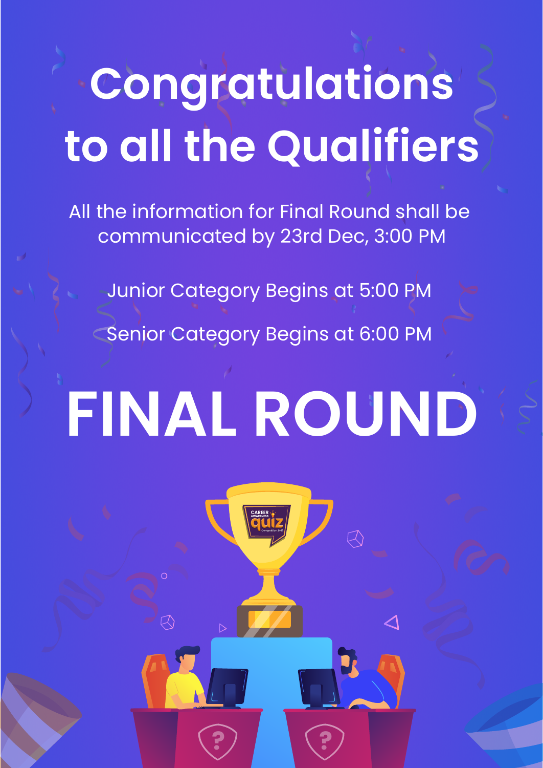# Congratulations to all the Qualifiers

All the information for Final Round shall be communicated by 23rd Dec, 3:00 PM

Junior Category Begins at 5:00 PM

Senior Category Begins at 6:00 PM

# FINAL ROUND